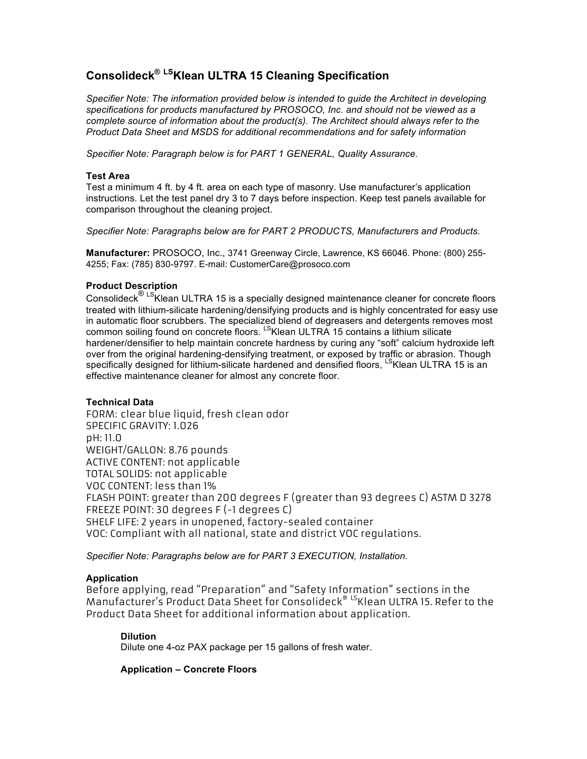# Consolideck® $^{LS}$Klean ULTRA 15 Cleaning Specification

*Specifier Note: The information provided below is intended to guide the Architect in developing specifications for products manufactured by PROSOCO, Inc. and should not be viewed as a complete source of information about the product(s). The Architect should always refer to the Product Data Sheet and MSDS for additional recommendations and for safety information*

*Specifier Note: Paragraph below is for PART 1 GENERAL, Quality Assurance.*

**Test Area**
Test a minimum 4 ft. by 4 ft. area on each type of masonry. Use manufacturer's application instructions. Let the test panel dry 3 to 7 days before inspection. Keep test panels available for comparison throughout the cleaning project.

*Specifier Note: Paragraphs below are for PART 2 PRODUCTS, Manufacturers and Products.*

**Manufacturer:** PROSOCO, Inc., 3741 Greenway Circle, Lawrence, KS 66046. Phone: (800) 255-4255; Fax: (785) 830-9797. E-mail: CustomerCare@prosoco.com

**Product Description**
Consolideck® $^{LS}$Klean ULTRA 15 is a specially designed maintenance cleaner for concrete floors treated with lithium-silicate hardening/densifying products and is highly concentrated for easy use in automatic floor scrubbers. The specialized blend of degreasers and detergents removes most common soiling found on concrete floors. $^{LS}$Klean ULTRA 15 contains a lithium silicate hardener/densifier to help maintain concrete hardness by curing any "soft" calcium hydroxide left over from the original hardening-densifying treatment, or exposed by traffic or abrasion. Though specifically designed for lithium-silicate hardened and densified floors, $^{LS}$Klean ULTRA 15 is an effective maintenance cleaner for almost any concrete floor.

**Technical Data**
FORM: clear blue liquid, fresh clean odor
SPECIFIC GRAVITY: 1.026
pH: 11.0
WEIGHT/GALLON: 8.76 pounds
ACTIVE CONTENT: not applicable
TOTAL SOLIDS: not applicable
VOC CONTENT: less than 1%
FLASH POINT: greater than 200 degrees F (greater than 93 degrees C) ASTM D 3278
FREEZE POINT: 30 degrees F (-1 degrees C)
SHELF LIFE: 2 years in unopened, factory-sealed container
VOC: Compliant with all national, state and district VOC regulations.

*Specifier Note: Paragraphs below are for PART 3 EXECUTION, Installation.*

**Application**
Before applying, read "Preparation" and "Safety Information" sections in the Manufacturer's Product Data Sheet for Consolideck® $^{LS}$Klean ULTRA 15. Refer to the Product Data Sheet for additional information about application.

**Dilution**
Dilute one 4-oz PAX package per 15 gallons of fresh water.

**Application – Concrete Floors**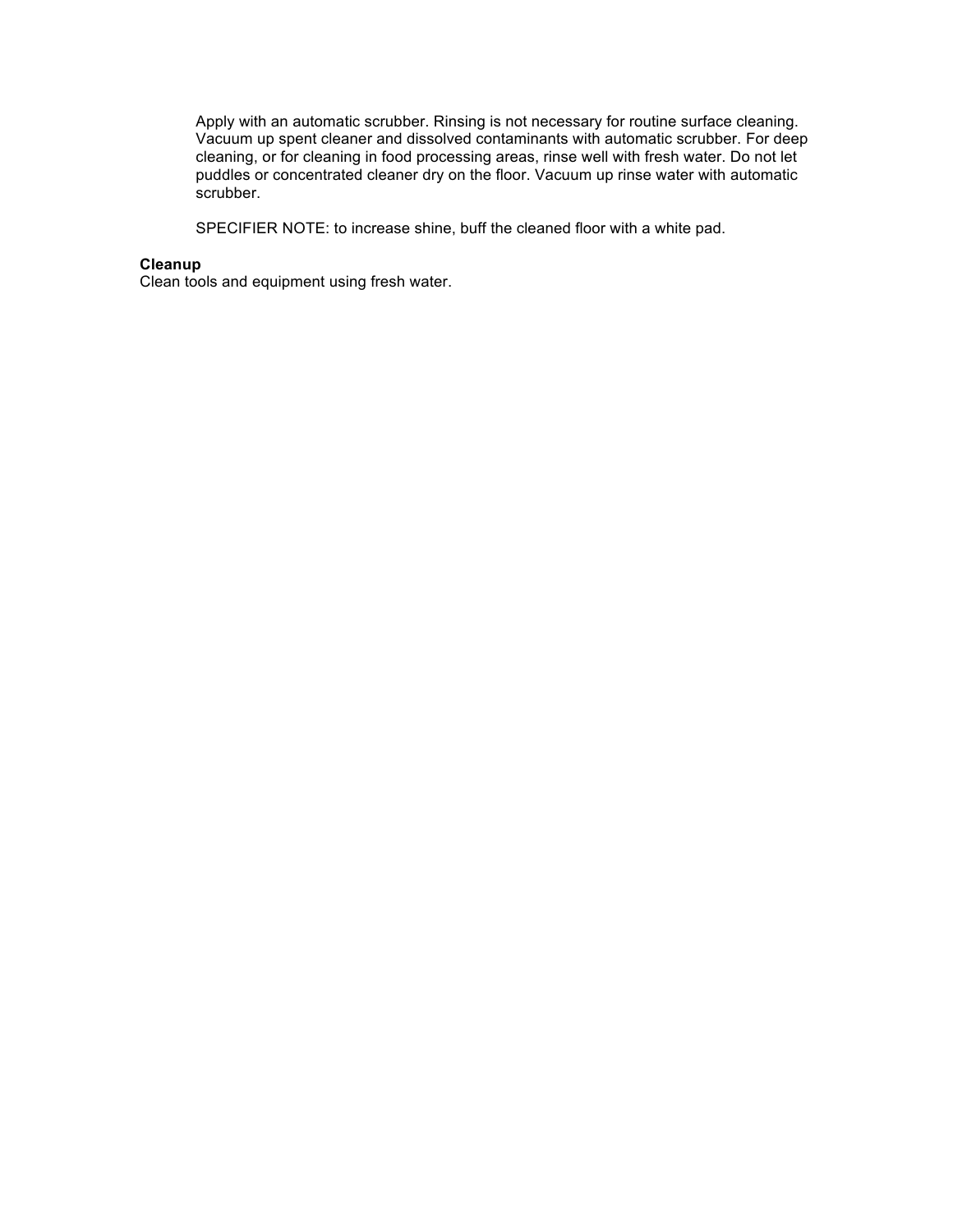Apply with an automatic scrubber. Rinsing is not necessary for routine surface cleaning. Vacuum up spent cleaner and dissolved contaminants with automatic scrubber. For deep cleaning, or for cleaning in food processing areas, rinse well with fresh water. Do not let puddles or concentrated cleaner dry on the floor. Vacuum up rinse water with automatic scrubber.

SPECIFIER NOTE: to increase shine, buff the cleaned floor with a white pad.

**Cleanup**

Clean tools and equipment using fresh water.